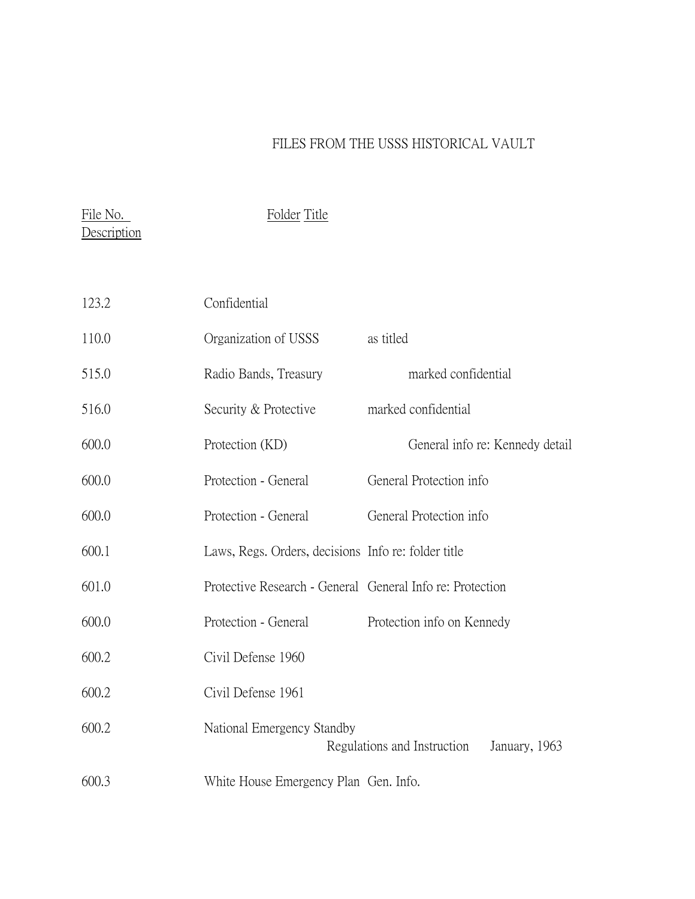# FILES FROM THE USSS HISTORICAL VAULT

| File No. | Folder Title | Description |
|---|---|---|
| 123.2 | Confidential | |
| 110.0 | Organization of USSS | as titled |
| 515.0 | Radio Bands, Treasury | marked confidential |
| 516.0 | Security & Protective | marked confidential |
| 600.0 | Protection (KD) | General info re: Kennedy detail |
| 600.0 | Protection - General | General Protection info |
| 600.0 | Protection - General | General Protection info |
| 600.1 | Laws, Regs. Orders, decisions | Info re: folder title |
| 601.0 | Protective Research - General | General Info re: Protection |
| 600.0 | Protection - General | Protection info on Kennedy |
| 600.2 | Civil Defense 1960 | |
| 600.2 | Civil Defense 1961 | |
| 600.2 | National Emergency Standby Regulations and Instruction | January, 1963 |
| 600.3 | White House Emergency Plan | Gen. Info. |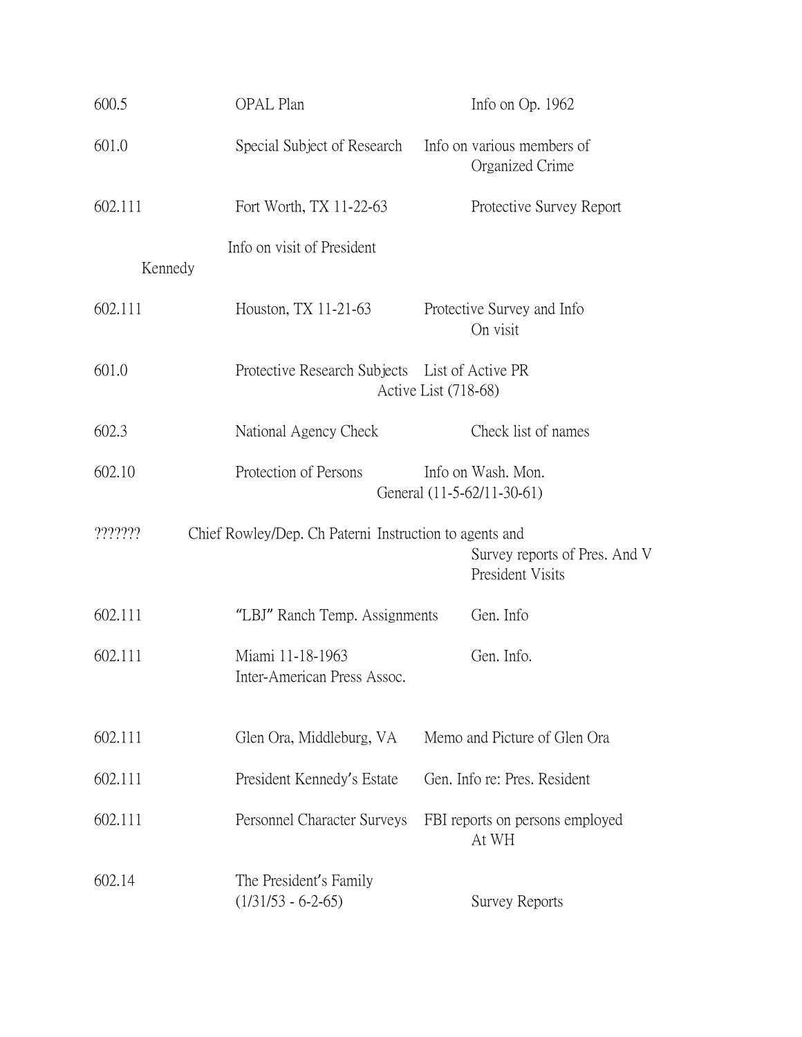| | | |
|---|---|---|
| 600.5 | OPAL Plan | Info on Op. 1962 |
| 601.0 | Special Subject of Research | Info on various members of Organized Crime |
| 602.111 | Fort Worth, TX 11-22-63 | Protective Survey Report |
| | Info on visit of President Kennedy | |
| 602.111 | Houston, TX 11-21-63 | Protective Survey and Info On visit |
| 601.0 | Protective Research Subjects | List of Active PR Active List (718-68) |
| 602.3 | National Agency Check | Check list of names |
| 602.10 | Protection of Persons | Info on Wash. Mon. General (11-5-62/11-30-61) |
| ??????? | Chief Rowley/Dep. Ch Paterni | Instruction to agents and Survey reports of Pres. And V President Visits |
| 602.111 | "LBJ" Ranch Temp. Assignments | Gen. Info |
| 602.111 | Miami 11-18-1963 Inter-American Press Assoc. | Gen. Info. |
| 602.111 | Glen Ora, Middleburg, VA | Memo and Picture of Glen Ora |
| 602.111 | President Kennedy's Estate | Gen. Info re: Pres. Resident |
| 602.111 | Personnel Character Surveys | FBI reports on persons employed At WH |
| 602.14 | The President's Family (1/31/53 - 6-2-65) | Survey Reports |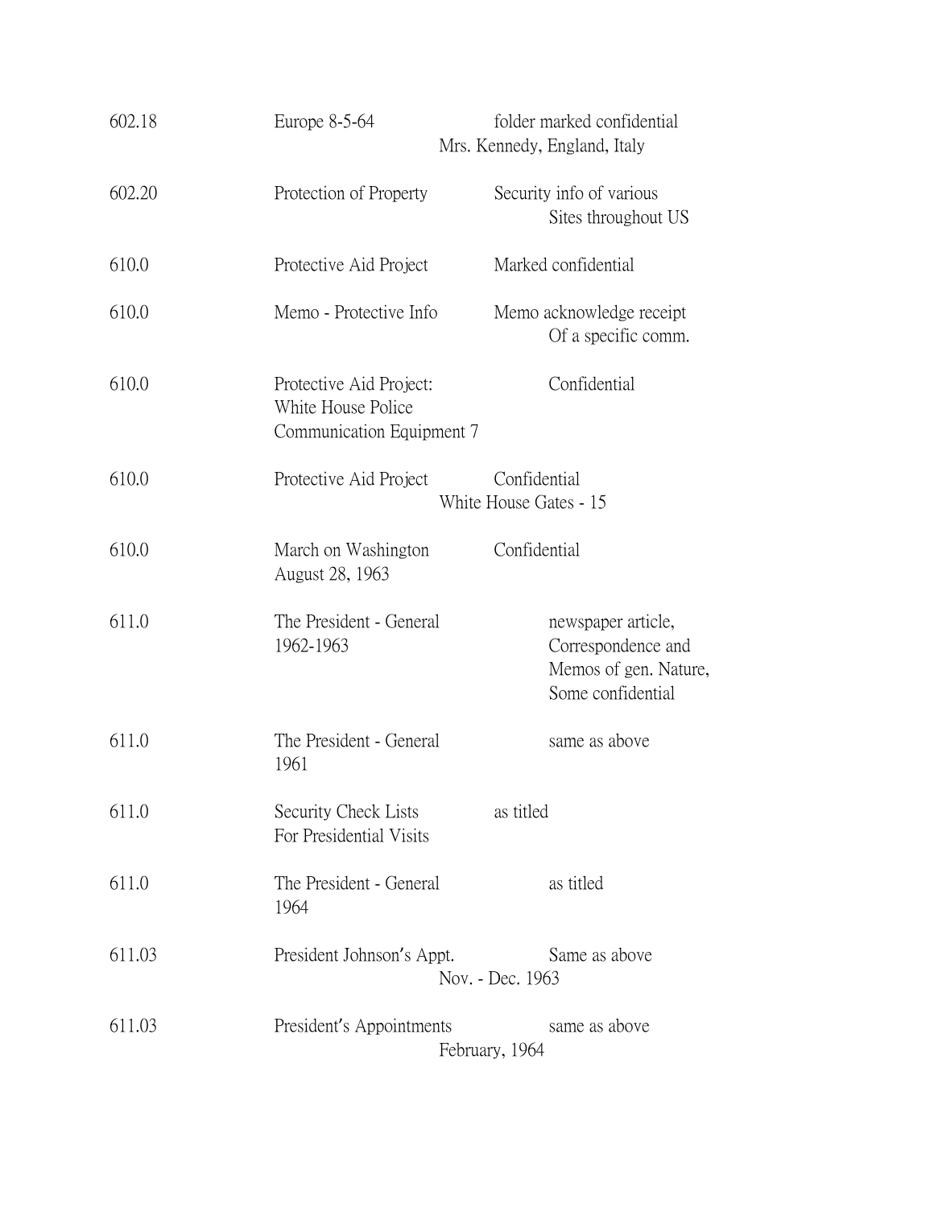| | | |
|---|---|---|
| 602.18 | Europe 8-5-64 | folder marked confidential<br>Mrs. Kennedy, England, Italy |
| 602.20 | Protection of Property | Security info of various<br>Sites throughout US |
| 610.0 | Protective Aid Project | Marked confidential |
| 610.0 | Memo - Protective Info | Memo acknowledge receipt<br>Of a specific comm. |
| 610.0 | Protective Aid Project:<br>White House Police<br>Communication Equipment 7 | Confidential |
| 610.0 | Protective Aid Project | Confidential<br>White House Gates - 15 |
| 610.0 | March on Washington<br>August 28, 1963 | Confidential |
| 611.0 | The President - General<br>1962-1963 | newspaper article,<br>Correspondence and<br>Memos of gen. Nature,<br>Some confidential |
| 611.0 | The President - General<br>1961 | same as above |
| 611.0 | Security Check Lists<br>For Presidential Visits | as titled |
| 611.0 | The President - General<br>1964 | as titled |
| 611.03 | President Johnson's Appt. | Same as above<br>Nov. - Dec. 1963 |
| 611.03 | President's Appointments | same as above<br>February, 1964 |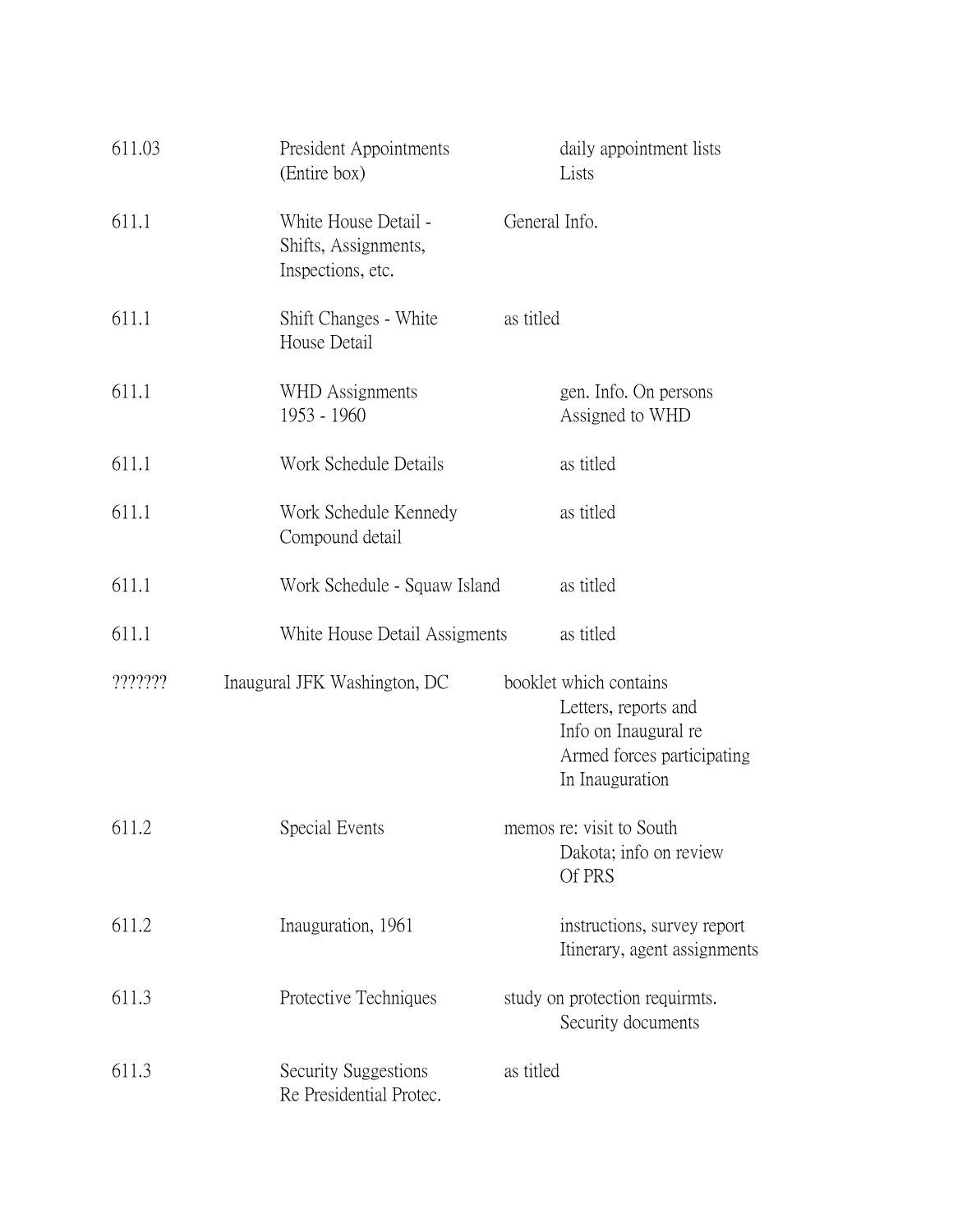| | | |
|---|---|---|
| 611.03 | President Appointments (Entire box) | daily appointment lists Lists |
| 611.1 | White House Detail - Shifts, Assignments, Inspections, etc. | General Info. |
| 611.1 | Shift Changes - White House Detail | as titled |
| 611.1 | WHD Assignments 1953 - 1960 | gen. Info. On persons Assigned to WHD |
| 611.1 | Work Schedule Details | as titled |
| 611.1 | Work Schedule Kennedy Compound detail | as titled |
| 611.1 | Work Schedule - Squaw Island | as titled |
| 611.1 | White House Detail Assigments | as titled |
| ??????? | Inaugural JFK Washington, DC | booklet which contains Letters, reports and Info on Inaugural re Armed forces participating In Inauguration |
| 611.2 | Special Events | memos re: visit to South Dakota; info on review Of PRS |
| 611.2 | Inauguration, 1961 | instructions, survey report Itinerary, agent assignments |
| 611.3 | Protective Techniques | study on protection requirmts. Security documents |
| 611.3 | Security Suggestions Re Presidential Protec. | as titled |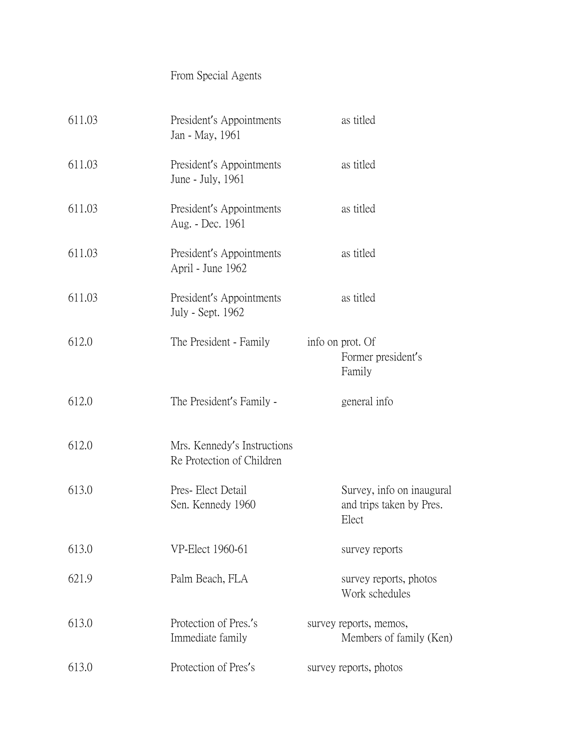From Special Agents

| | | |
|---|---|---|
| 611.03 | President's Appointments Jan - May, 1961 | as titled |
| 611.03 | President's Appointments June - July, 1961 | as titled |
| 611.03 | President's Appointments Aug. - Dec. 1961 | as titled |
| 611.03 | President's Appointments April - June 1962 | as titled |
| 611.03 | President's Appointments July - Sept. 1962 | as titled |
| 612.0 | The President - Family | info on prot. Of Former president's Family |
| 612.0 | The President's Family - | general info |
| 612.0 | Mrs. Kennedy's Instructions Re Protection of Children | |
| 613.0 | Pres- Elect Detail Sen. Kennedy 1960 | Survey, info on inaugural and trips taken by Pres. Elect |
| 613.0 | VP-Elect 1960-61 | survey reports |
| 621.9 | Palm Beach, FLA | survey reports, photos Work schedules |
| 613.0 | Protection of Pres.'s Immediate family | survey reports, memos, Members of family (Ken) |
| 613.0 | Protection of Pres's | survey reports, photos |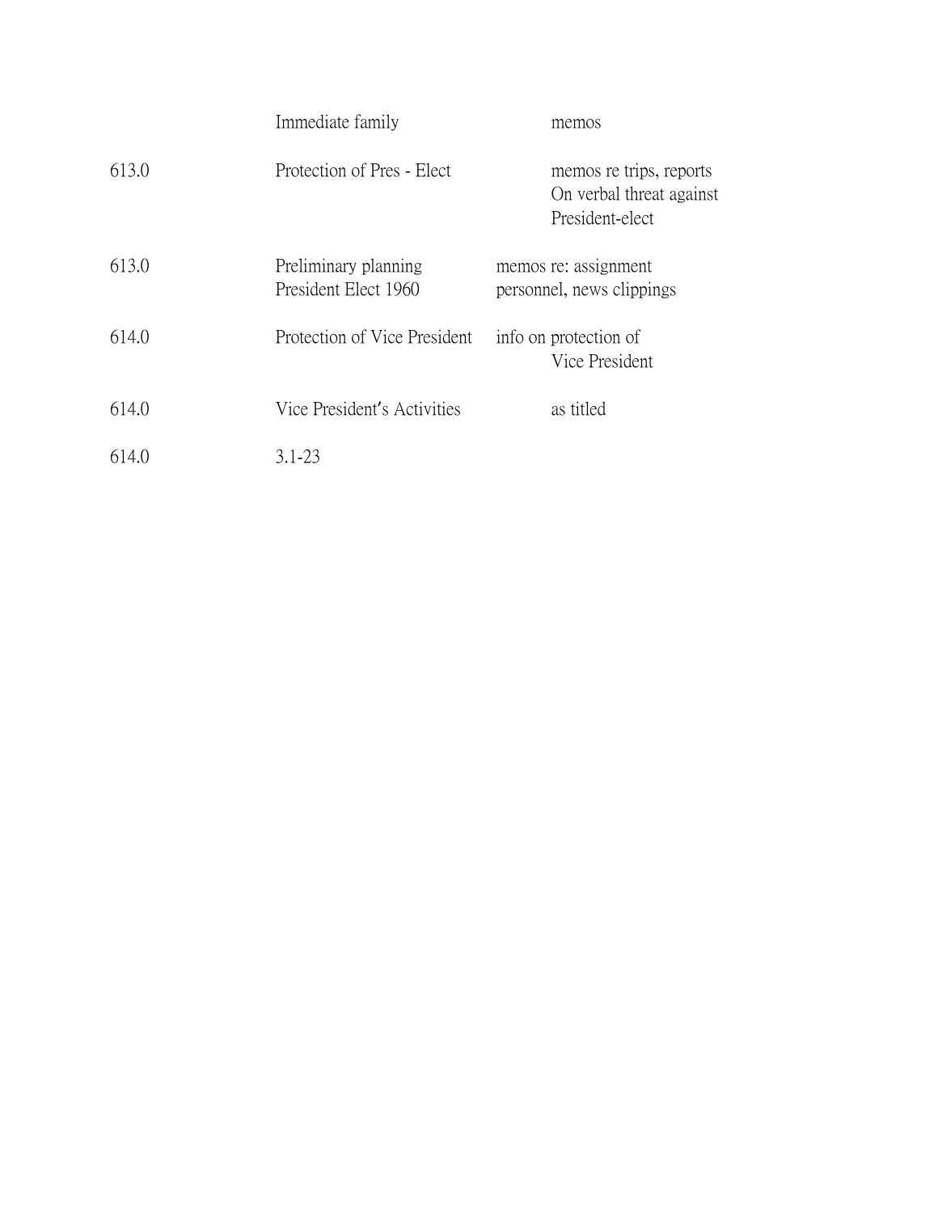| | | |
|---|---|---|
| | Immediate family | memos |
| 613.0 | Protection of Pres - Elect | memos re trips, reports On verbal threat against President-elect |
| 613.0 | Preliminary planning President Elect 1960 | memos re: assignment personnel, news clippings |
| 614.0 | Protection of Vice President | info on protection of Vice President |
| 614.0 | Vice President's Activities | as titled |
| 614.0 | 3.1-23 | |